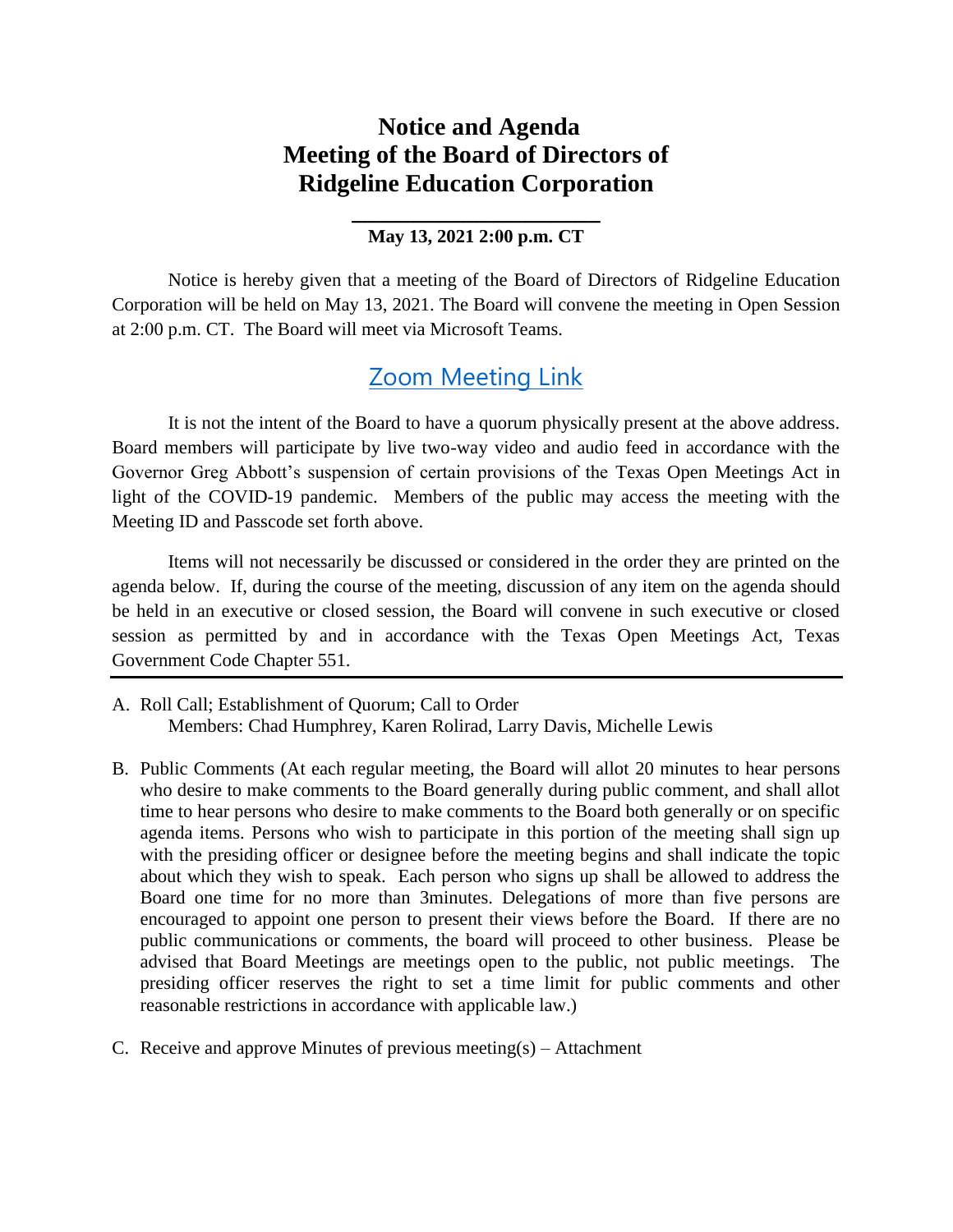# Notice and Agenda
# Meeting of the Board of Directors of
# Ridgeline Education Corporation

---

**May 13, 2021 2:00 p.m. CT**

Notice is hereby given that a meeting of the Board of Directors of Ridgeline Education Corporation will be held on May 13, 2021. The Board will convene the meeting in Open Session at 2:00 p.m. CT. The Board will meet via Microsoft Teams.

Zoom Meeting Link

It is not the intent of the Board to have a quorum physically present at the above address. Board members will participate by live two-way video and audio feed in accordance with the Governor Greg Abbott's suspension of certain provisions of the Texas Open Meetings Act in light of the COVID-19 pandemic. Members of the public may access the meeting with the Meeting ID and Passcode set forth above.

Items will not necessarily be discussed or considered in the order they are printed on the agenda below. If, during the course of the meeting, discussion of any item on the agenda should be held in an executive or closed session, the Board will convene in such executive or closed session as permitted by and in accordance with the Texas Open Meetings Act, Texas Government Code Chapter 551.

---

A. Roll Call; Establishment of Quorum; Call to Order
   Members: Chad Humphrey, Karen Rolirad, Larry Davis, Michelle Lewis

B. Public Comments (At each regular meeting, the Board will allot 20 minutes to hear persons who desire to make comments to the Board generally during public comment, and shall allot time to hear persons who desire to make comments to the Board both generally or on specific agenda items. Persons who wish to participate in this portion of the meeting shall sign up with the presiding officer or designee before the meeting begins and shall indicate the topic about which they wish to speak. Each person who signs up shall be allowed to address the Board one time for no more than 3minutes. Delegations of more than five persons are encouraged to appoint one person to present their views before the Board. If there are no public communications or comments, the board will proceed to other business. Please be advised that Board Meetings are meetings open to the public, not public meetings. The presiding officer reserves the right to set a time limit for public comments and other reasonable restrictions in accordance with applicable law.)

C. Receive and approve Minutes of previous meeting(s) – Attachment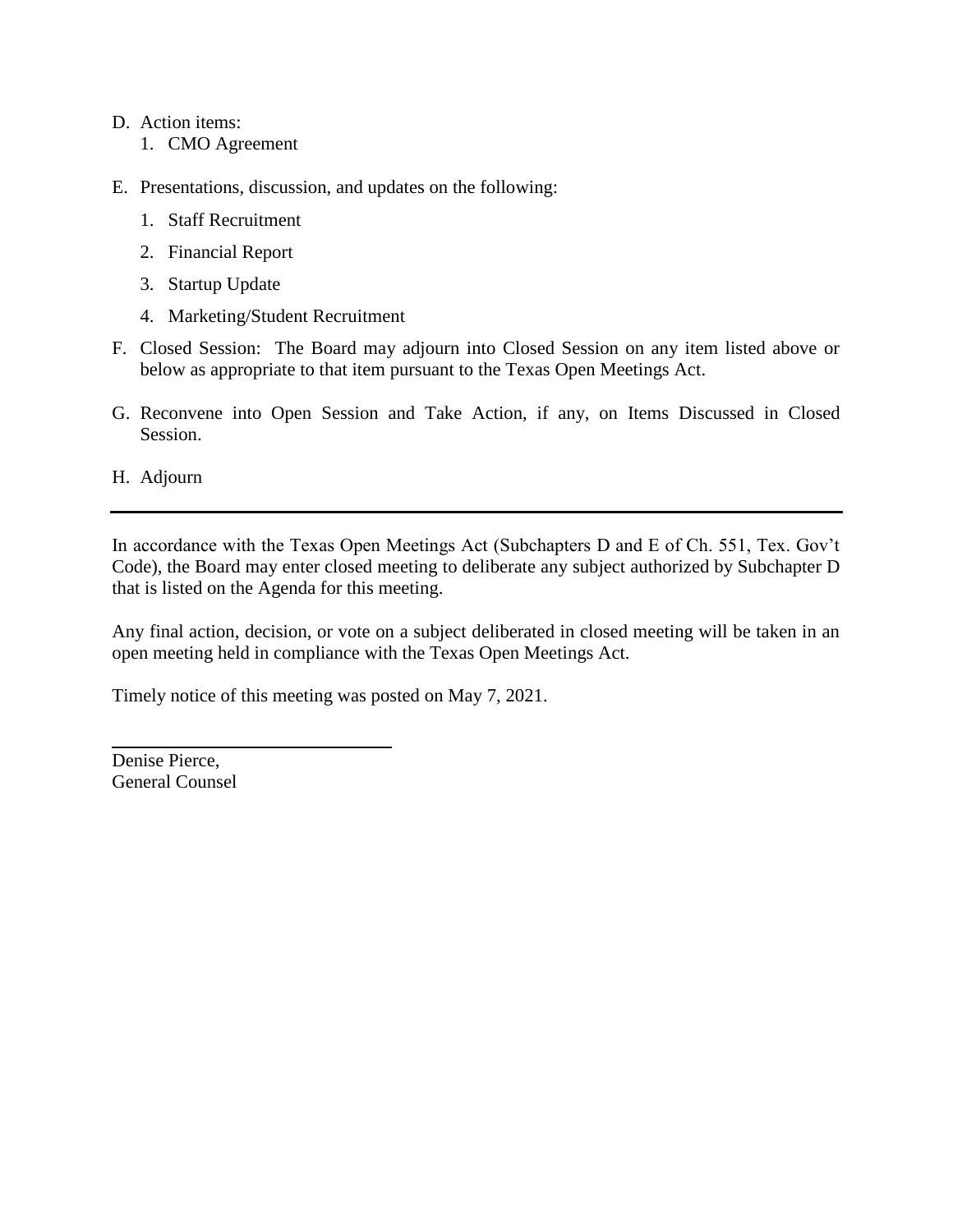D. Action items:
   1. CMO Agreement

E. Presentations, discussion, and updates on the following:
   1. Staff Recruitment
   2. Financial Report
   3. Startup Update
   4. Marketing/Student Recruitment

F. Closed Session: The Board may adjourn into Closed Session on any item listed above or below as appropriate to that item pursuant to the Texas Open Meetings Act.

G. Reconvene into Open Session and Take Action, if any, on Items Discussed in Closed Session.

H. Adjourn

---

In accordance with the Texas Open Meetings Act (Subchapters D and E of Ch. 551, Tex. Gov't Code), the Board may enter closed meeting to deliberate any subject authorized by Subchapter D that is listed on the Agenda for this meeting.

Any final action, decision, or vote on a subject deliberated in closed meeting will be taken in an open meeting held in compliance with the Texas Open Meetings Act.

Timely notice of this meeting was posted on May 7, 2021.

\_\_\_\_\_\_\_\_\_\_\_\_\_\_\_\_\_\_\_\_\_\_\_\_\_\_\_\_\_\_

Denise Pierce,
General Counsel